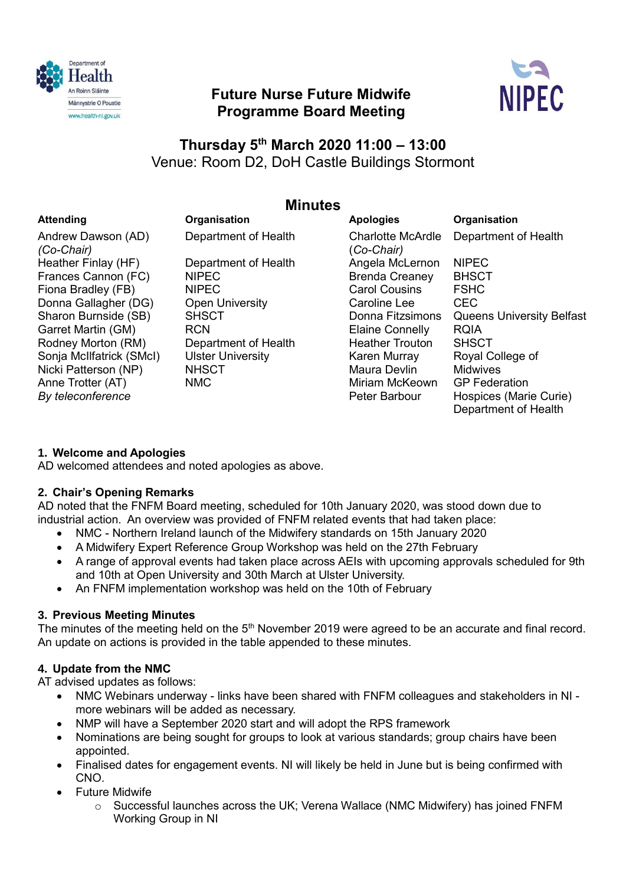# Future Nurse Future Midwife Programme Board Meeting

**Thursday 5th March 2020 11:00 – 13:00**
Venue: Room D2, DoH Castle Buildings Stormont

## Minutes

| Attending | Organisation | Apologies | Organisation |
|---|---|---|---|
| Andrew Dawson (AD) *(Co-Chair)* | Department of Health | Charlotte McArdle *(Co-Chair)* | Department of Health |
| Heather Finlay (HF) | Department of Health | Angela McLernon | NIPEC |
| Frances Cannon (FC) | NIPEC | Brenda Creaney | BHSCT |
| Fiona Bradley (FB) | NIPEC | Carol Cousins | FSHC |
| Donna Gallagher (DG) | Open University | Caroline Lee | CEC |
| Sharon Burnside (SB) | SHSCT | Donna Fitzsimons | Queens University Belfast |
| Garret Martin (GM) | RCN | Elaine Connelly | RQIA |
| Rodney Morton (RM) | Department of Health | Heather Trouton | SHSCT |
| Sonja McIlfatrick (SMcI) | Ulster University | Karen Murray | Royal College of Midwives |
| Nicki Patterson (NP) | NHSCT | Maura Devlin | GP Federation |
| Anne Trotter (AT) *By teleconference* | NMC | Miriam McKeown | Hospices (Marie Curie) |
| | | Peter Barbour | Department of Health |

### 1. Welcome and Apologies

AD welcomed attendees and noted apologies as above.

### 2. Chair's Opening Remarks

AD noted that the FNFM Board meeting, scheduled for 10th January 2020, was stood down due to industrial action. An overview was provided of FNFM related events that had taken place:

- NMC - Northern Ireland launch of the Midwifery standards on 15th January 2020
- A Midwifery Expert Reference Group Workshop was held on the 27th February
- A range of approval events had taken place across AEIs with upcoming approvals scheduled for 9th and 10th at Open University and 30th March at Ulster University.
- An FNFM implementation workshop was held on the 10th of February

### 3. Previous Meeting Minutes

The minutes of the meeting held on the 5th November 2019 were agreed to be an accurate and final record. An update on actions is provided in the table appended to these minutes.

### 4. Update from the NMC

AT advised updates as follows:

- NMC Webinars underway - links have been shared with FNFM colleagues and stakeholders in NI - more webinars will be added as necessary.
- NMP will have a September 2020 start and will adopt the RPS framework
- Nominations are being sought for groups to look at various standards; group chairs have been appointed.
- Finalised dates for engagement events. NI will likely be held in June but is being confirmed with CNO.
- Future Midwife
  - Successful launches across the UK; Verena Wallace (NMC Midwifery) has joined FNFM Working Group in NI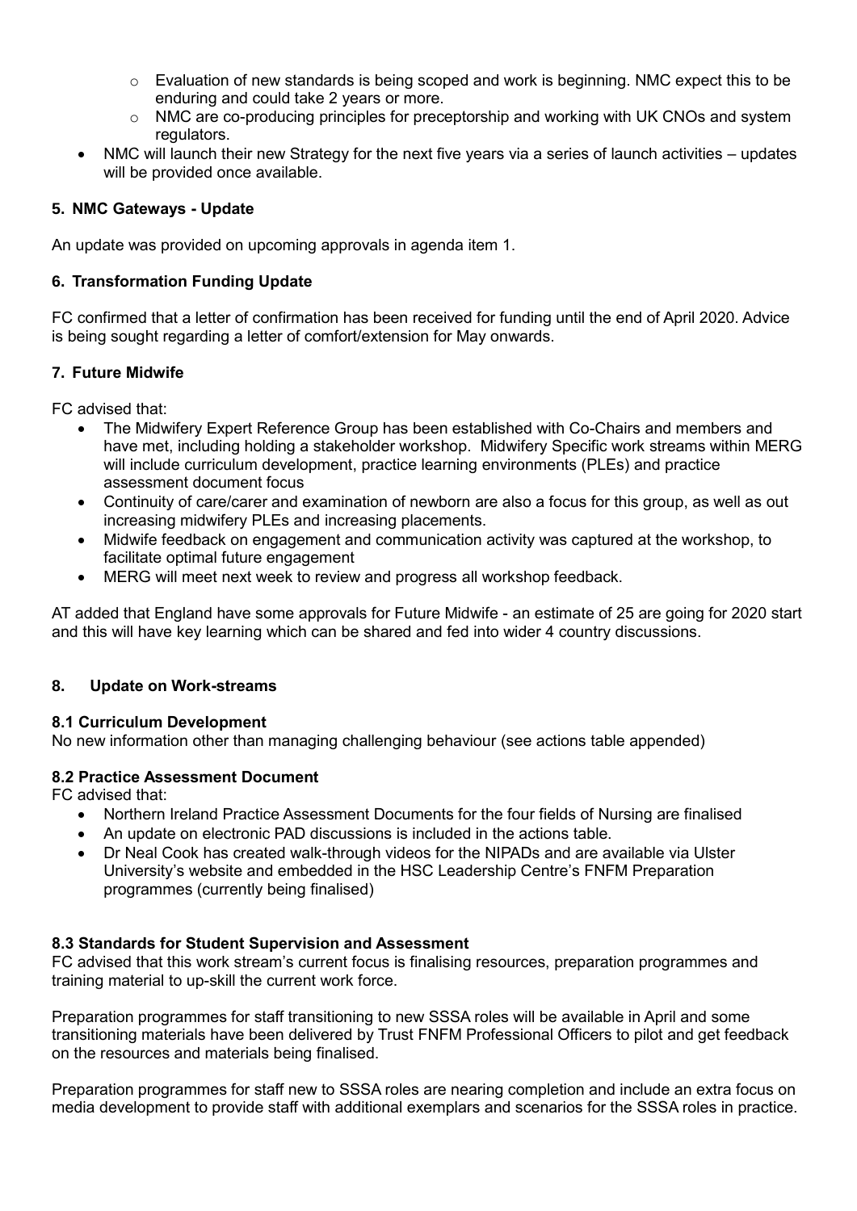- Evaluation of new standards is being scoped and work is beginning. NMC expect this to be enduring and could take 2 years or more.
- NMC are co-producing principles for preceptorship and working with UK CNOs and system regulators.

- NMC will launch their new Strategy for the next five years via a series of launch activities – updates will be provided once available.

### 5. NMC Gateways - Update

An update was provided on upcoming approvals in agenda item 1.

### 6. Transformation Funding Update

FC confirmed that a letter of confirmation has been received for funding until the end of April 2020. Advice is being sought regarding a letter of comfort/extension for May onwards.

### 7. Future Midwife

FC advised that:

- The Midwifery Expert Reference Group has been established with Co-Chairs and members and have met, including holding a stakeholder workshop. Midwifery Specific work streams within MERG will include curriculum development, practice learning environments (PLEs) and practice assessment document focus
- Continuity of care/carer and examination of newborn are also a focus for this group, as well as out increasing midwifery PLEs and increasing placements.
- Midwife feedback on engagement and communication activity was captured at the workshop, to facilitate optimal future engagement
- MERG will meet next week to review and progress all workshop feedback.

AT added that England have some approvals for Future Midwife - an estimate of 25 are going for 2020 start and this will have key learning which can be shared and fed into wider 4 country discussions.

### 8. Update on Work-streams

#### 8.1 Curriculum Development

No new information other than managing challenging behaviour (see actions table appended)

#### 8.2 Practice Assessment Document

FC advised that:

- Northern Ireland Practice Assessment Documents for the four fields of Nursing are finalised
- An update on electronic PAD discussions is included in the actions table.
- Dr Neal Cook has created walk-through videos for the NIPADs and are available via Ulster University's website and embedded in the HSC Leadership Centre's FNFM Preparation programmes (currently being finalised)

#### 8.3 Standards for Student Supervision and Assessment

FC advised that this work stream's current focus is finalising resources, preparation programmes and training material to up-skill the current work force.

Preparation programmes for staff transitioning to new SSSA roles will be available in April and some transitioning materials have been delivered by Trust FNFM Professional Officers to pilot and get feedback on the resources and materials being finalised.

Preparation programmes for staff new to SSSA roles are nearing completion and include an extra focus on media development to provide staff with additional exemplars and scenarios for the SSSA roles in practice.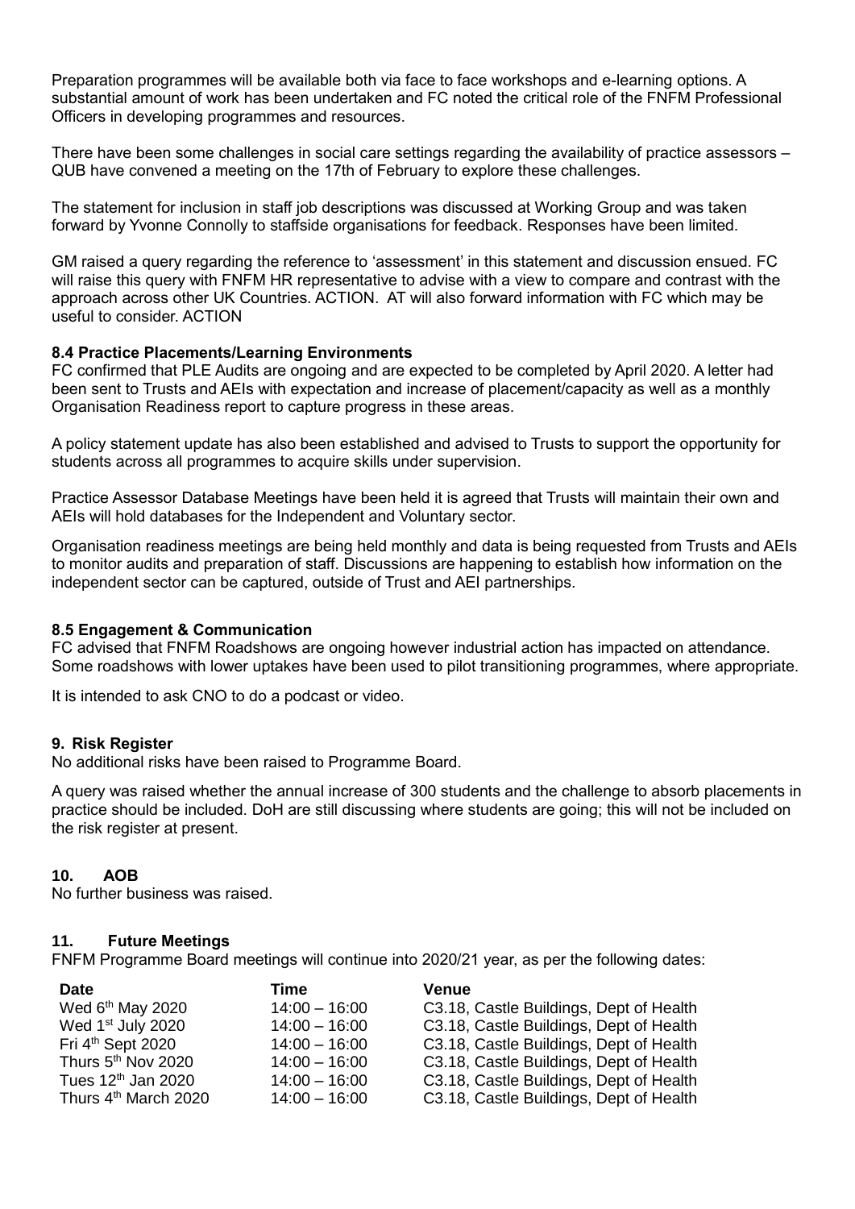Preparation programmes will be available both via face to face workshops and e-learning options. A substantial amount of work has been undertaken and FC noted the critical role of the FNFM Professional Officers in developing programmes and resources.

There have been some challenges in social care settings regarding the availability of practice assessors – QUB have convened a meeting on the 17th of February to explore these challenges.

The statement for inclusion in staff job descriptions was discussed at Working Group and was taken forward by Yvonne Connolly to staffside organisations for feedback. Responses have been limited.

GM raised a query regarding the reference to 'assessment' in this statement and discussion ensued. FC will raise this query with FNFM HR representative to advise with a view to compare and contrast with the approach across other UK Countries. ACTION. AT will also forward information with FC which may be useful to consider. ACTION

### 8.4 Practice Placements/Learning Environments

FC confirmed that PLE Audits are ongoing and are expected to be completed by April 2020. A letter had been sent to Trusts and AEIs with expectation and increase of placement/capacity as well as a monthly Organisation Readiness report to capture progress in these areas.

A policy statement update has also been established and advised to Trusts to support the opportunity for students across all programmes to acquire skills under supervision.

Practice Assessor Database Meetings have been held it is agreed that Trusts will maintain their own and AEIs will hold databases for the Independent and Voluntary sector.

Organisation readiness meetings are being held monthly and data is being requested from Trusts and AEIs to monitor audits and preparation of staff. Discussions are happening to establish how information on the independent sector can be captured, outside of Trust and AEI partnerships.

### 8.5 Engagement & Communication

FC advised that FNFM Roadshows are ongoing however industrial action has impacted on attendance. Some roadshows with lower uptakes have been used to pilot transitioning programmes, where appropriate.

It is intended to ask CNO to do a podcast or video.

### 9. Risk Register

No additional risks have been raised to Programme Board.

A query was raised whether the annual increase of 300 students and the challenge to absorb placements in practice should be included. DoH are still discussing where students are going; this will not be included on the risk register at present.

### 10. AOB

No further business was raised.

### 11. Future Meetings

FNFM Programme Board meetings will continue into 2020/21 year, as per the following dates:

| Date | Time | Venue |
|---|---|---|
| Wed 6th May 2020 | 14:00 – 16:00 | C3.18, Castle Buildings, Dept of Health |
| Wed 1st July 2020 | 14:00 – 16:00 | C3.18, Castle Buildings, Dept of Health |
| Fri 4th Sept 2020 | 14:00 – 16:00 | C3.18, Castle Buildings, Dept of Health |
| Thurs 5th Nov 2020 | 14:00 – 16:00 | C3.18, Castle Buildings, Dept of Health |
| Tues 12th Jan 2020 | 14:00 – 16:00 | C3.18, Castle Buildings, Dept of Health |
| Thurs 4th March 2020 | 14:00 – 16:00 | C3.18, Castle Buildings, Dept of Health |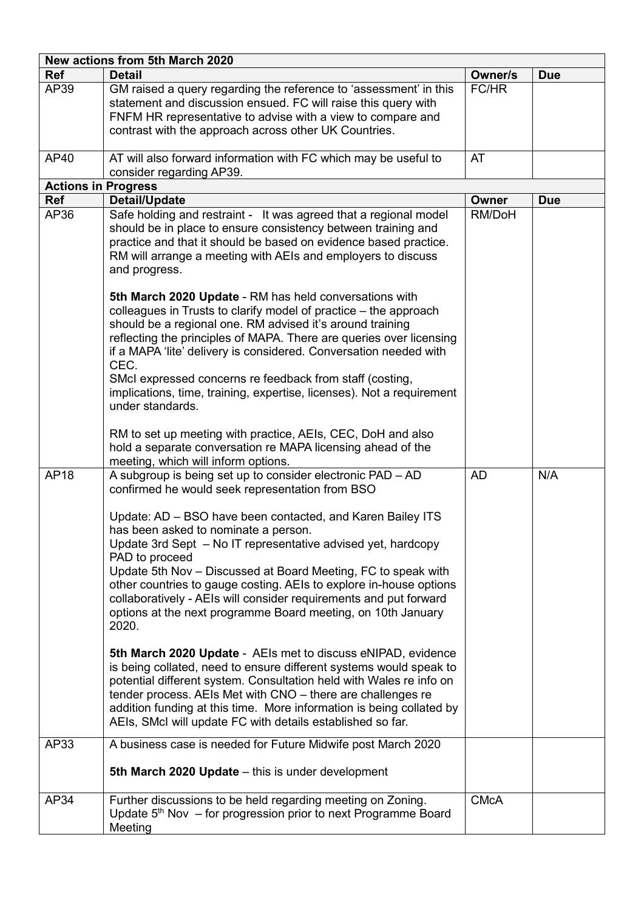| New actions from 5th March 2020 | | | |
|---|---|---|---|
| **Ref** | **Detail** | **Owner/s** | **Due** |
| AP39 | GM raised a query regarding the reference to 'assessment' in this statement and discussion ensued. FC will raise this query with FNFM HR representative to advise with a view to compare and contrast with the approach across other UK Countries. | FC/HR | |
| AP40 | AT will also forward information with FC which may be useful to consider regarding AP39. | AT | |
| **Actions in Progress** | | | |
| **Ref** | **Detail/Update** | **Owner** | **Due** |
| AP36 | Safe holding and restraint - It was agreed that a regional model should be in place to ensure consistency between training and practice and that it should be based on evidence based practice. RM will arrange a meeting with AEIs and employers to discuss and progress.<br><br>**5th March 2020 Update** - RM has held conversations with colleagues in Trusts to clarify model of practice – the approach should be a regional one. RM advised it's around training reflecting the principles of MAPA. There are queries over licensing if a MAPA 'lite' delivery is considered. Conversation needed with CEC.<br>SMcI expressed concerns re feedback from staff (costing, implications, time, training, expertise, licenses). Not a requirement under standards.<br><br>RM to set up meeting with practice, AEIs, CEC, DoH and also hold a separate conversation re MAPA licensing ahead of the meeting, which will inform options. | RM/DoH | |
| AP18 | A subgroup is being set up to consider electronic PAD – AD confirmed he would seek representation from BSO<br><br>Update: AD – BSO have been contacted, and Karen Bailey ITS has been asked to nominate a person.<br>Update 3rd Sept – No IT representative advised yet, hardcopy PAD to proceed<br>Update 5th Nov – Discussed at Board Meeting, FC to speak with other countries to gauge costing. AEIs to explore in-house options collaboratively - AEIs will consider requirements and put forward options at the next programme Board meeting, on 10th January 2020.<br><br>**5th March 2020 Update** - AEIs met to discuss eNIPAD, evidence is being collated, need to ensure different systems would speak to potential different system. Consultation held with Wales re info on tender process. AEIs Met with CNO – there are challenges re addition funding at this time. More information is being collated by AEIs, SMcI will update FC with details established so far. | AD | N/A |
| AP33 | A business case is needed for Future Midwife post March 2020<br><br>**5th March 2020 Update** – this is under development | | |
| AP34 | Further discussions to be held regarding meeting on Zoning.<br>Update 5th Nov – for progression prior to next Programme Board Meeting | CMcA | |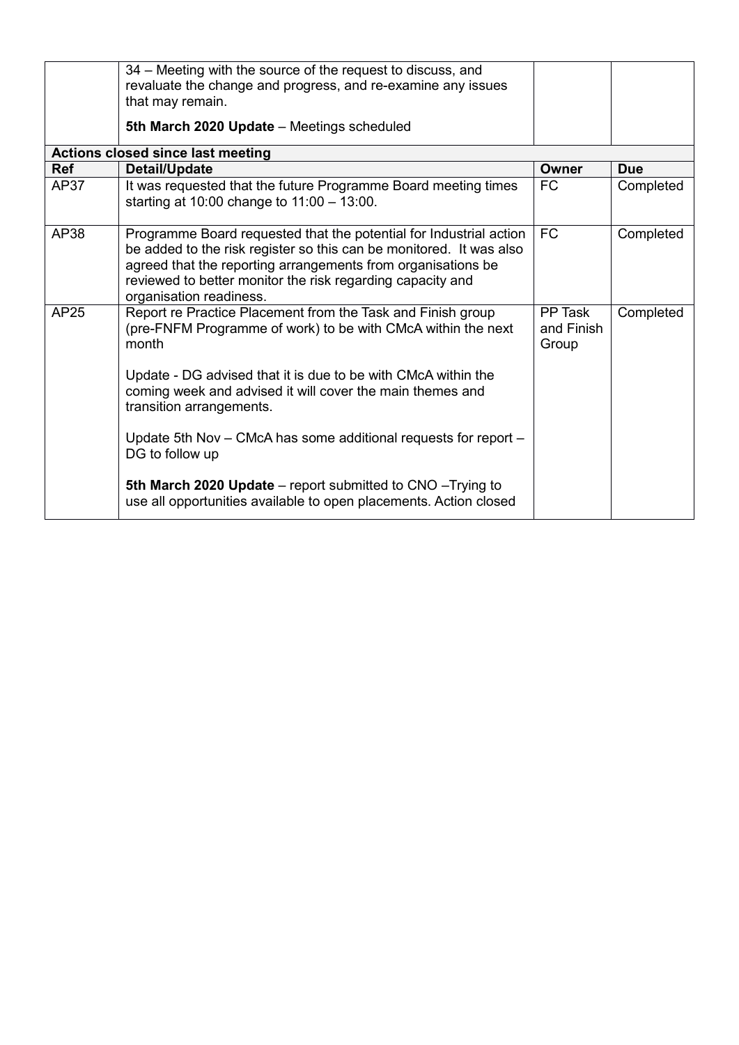| | | | |
|---|---|---|---|
| | 34 – Meeting with the source of the request to discuss, and revaluate the change and progress, and re-examine any issues that may remain.<br><br>**5th March 2020 Update** – Meetings scheduled | | |
| **Actions closed since last meeting** | | | |
| **Ref** | **Detail/Update** | **Owner** | **Due** |
| AP37 | It was requested that the future Programme Board meeting times starting at 10:00 change to 11:00 – 13:00. | FC | Completed |
| AP38 | Programme Board requested that the potential for Industrial action be added to the risk register so this can be monitored. It was also agreed that the reporting arrangements from organisations be reviewed to better monitor the risk regarding capacity and organisation readiness. | FC | Completed |
| AP25 | Report re Practice Placement from the Task and Finish group (pre-FNFM Programme of work) to be with CMcA within the next month<br><br>Update - DG advised that it is due to be with CMcA within the coming week and advised it will cover the main themes and transition arrangements.<br><br>Update 5th Nov – CMcA has some additional requests for report – DG to follow up<br><br>**5th March 2020 Update** – report submitted to CNO –Trying to use all opportunities available to open placements. Action closed | PP Task and Finish Group | Completed |